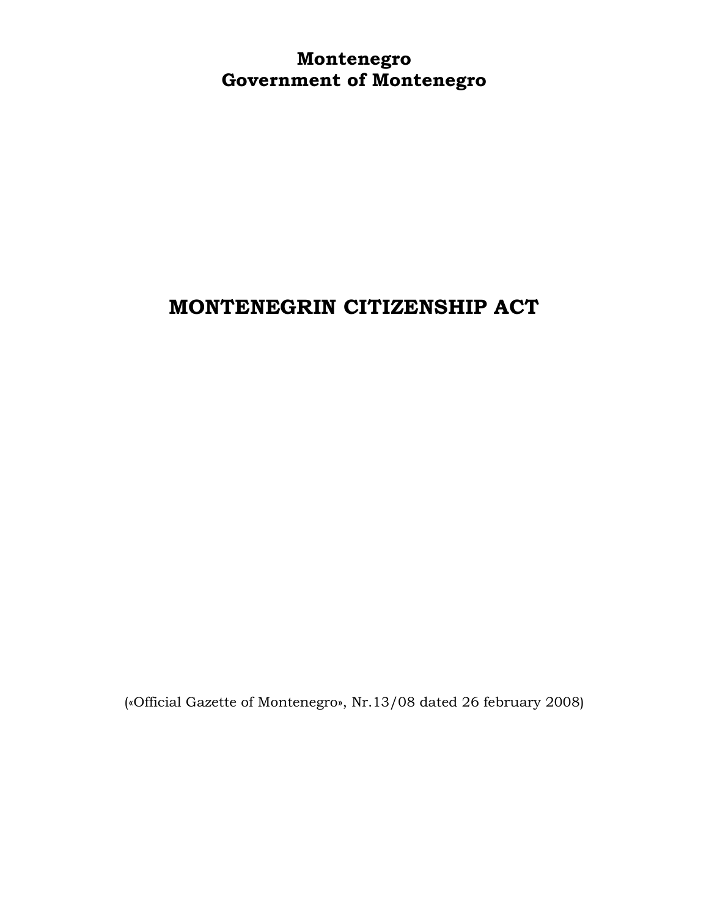**Montenegro**
**Government of Montenegro**

# MONTENEGRIN CITIZENSHIP ACT

(«Official Gazette of Montenegro», Nr.13/08 dated 26 february 2008)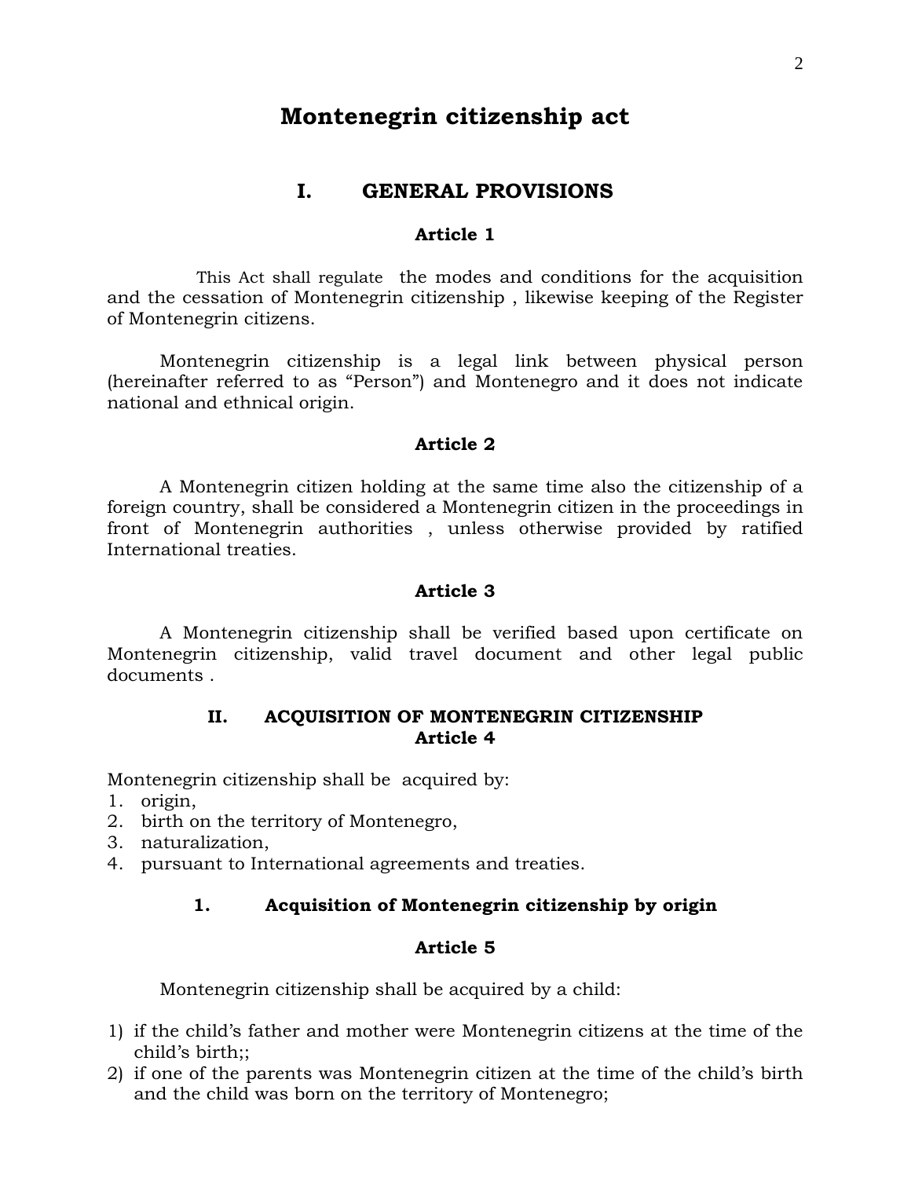# Montenegrin citizenship act

## I. GENERAL PROVISIONS

### Article 1

This Act shall regulate the modes and conditions for the acquisition and the cessation of Montenegrin citizenship , likewise keeping of the Register of Montenegrin citizens.

Montenegrin citizenship is a legal link between physical person (hereinafter referred to as "Person") and Montenegro and it does not indicate national and ethnical origin.

### Article 2

A Montenegrin citizen holding at the same time also the citizenship of a foreign country, shall be considered a Montenegrin citizen in the proceedings in front of Montenegrin authorities , unless otherwise provided by ratified International treaties.

### Article 3

A Montenegrin citizenship shall be verified based upon certificate on Montenegrin citizenship, valid travel document and other legal public documents .

## II. ACQUISITION OF MONTENEGRIN CITIZENSHIP

### Article 4

Montenegrin citizenship shall be acquired by:

1. origin,
2. birth on the territory of Montenegro,
3. naturalization,
4. pursuant to International agreements and treaties.

### 1. Acquisition of Montenegrin citizenship by origin

### Article 5

Montenegrin citizenship shall be acquired by a child:

1) if the child's father and mother were Montenegrin citizens at the time of the child's birth;;
2) if one of the parents was Montenegrin citizen at the time of the child's birth and the child was born on the territory of Montenegro;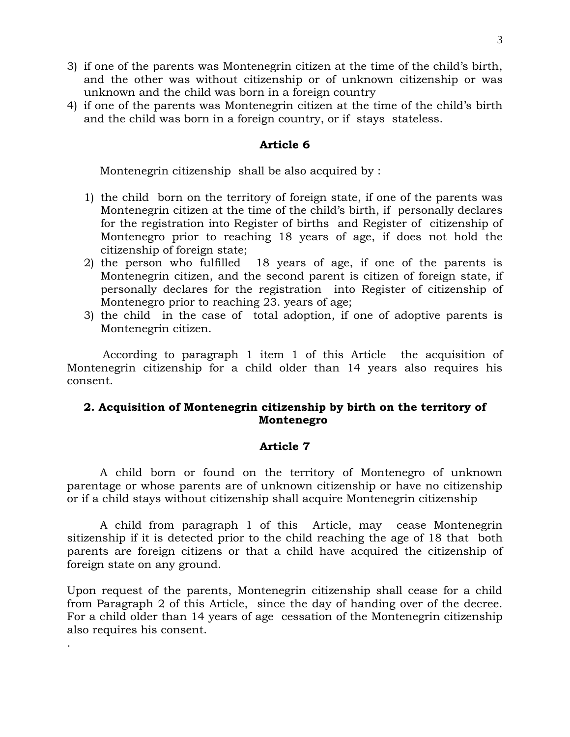3) if one of the parents was Montenegrin citizen at the time of the child's birth, and the other was without citizenship or of unknown citizenship or was unknown and the child was born in a foreign country
4) if one of the parents was Montenegrin citizen at the time of the child's birth and the child was born in a foreign country, or if stays stateless.

**Article 6**

Montenegrin citizenship shall be also acquired by :

1) the child born on the territory of foreign state, if one of the parents was Montenegrin citizen at the time of the child's birth, if personally declares for the registration into Register of births and Register of citizenship of Montenegro prior to reaching 18 years of age, if does not hold the citizenship of foreign state;
2) the person who fulfilled 18 years of age, if one of the parents is Montenegrin citizen, and the second parent is citizen of foreign state, if personally declares for the registration into Register of citizenship of Montenegro prior to reaching 23. years of age;
3) the child in the case of total adoption, if one of adoptive parents is Montenegrin citizen.

According to paragraph 1 item 1 of this Article the acquisition of Montenegrin citizenship for a child older than 14 years also requires his consent.

**2. Acquisition of Montenegrin citizenship by birth on the territory of Montenegro**

**Article 7**

A child born or found on the territory of Montenegro of unknown parentage or whose parents are of unknown citizenship or have no citizenship or if a child stays without citizenship shall acquire Montenegrin citizenship

A child from paragraph 1 of this Article, may cease Montenegrin sitizenship if it is detected prior to the child reaching the age of 18 that both parents are foreign citizens or that a child have acquired the citizenship of foreign state on any ground.

Upon request of the parents, Montenegrin citizenship shall cease for a child from Paragraph 2 of this Article, since the day of handing over of the decree. For a child older than 14 years of age cessation of the Montenegrin citizenship also requires his consent.

.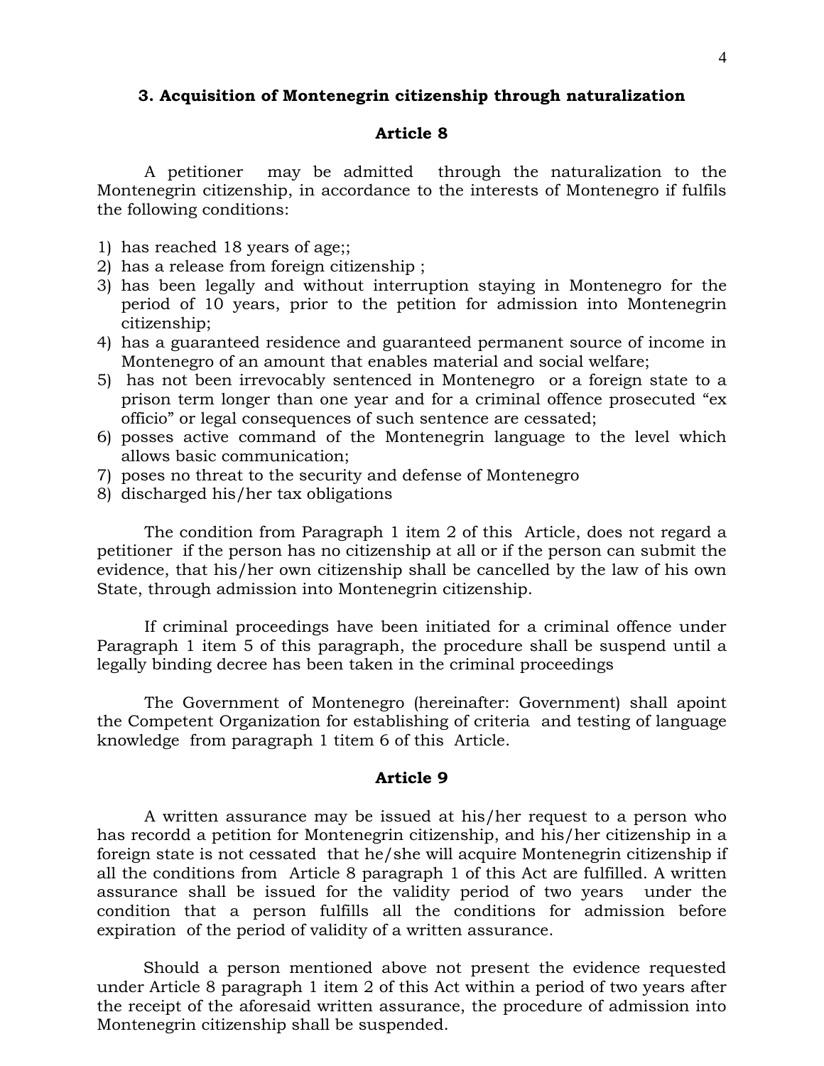### 3. Acquisition of Montenegrin citizenship through naturalization

#### Article 8

A petitioner may be admitted through the naturalization to the Montenegrin citizenship, in accordance to the interests of Montenegro if fulfils the following conditions:

1) has reached 18 years of age;;
2) has a release from foreign citizenship ;
3) has been legally and without interruption staying in Montenegro for the period of 10 years, prior to the petition for admission into Montenegrin citizenship;
4) has a guaranteed residence and guaranteed permanent source of income in Montenegro of an amount that enables material and social welfare;
5) has not been irrevocably sentenced in Montenegro or a foreign state to a prison term longer than one year and for a criminal offence prosecuted "ex officio" or legal consequences of such sentence are cessated;
6) posses active command of the Montenegrin language to the level which allows basic communication;
7) poses no threat to the security and defense of Montenegro
8) discharged his/her tax obligations

The condition from Paragraph 1 item 2 of this Article, does not regard a petitioner if the person has no citizenship at all or if the person can submit the evidence, that his/her own citizenship shall be cancelled by the law of his own State, through admission into Montenegrin citizenship.

If criminal proceedings have been initiated for a criminal offence under Paragraph 1 item 5 of this paragraph, the procedure shall be suspend until a legally binding decree has been taken in the criminal proceedings

The Government of Montenegro (hereinafter: Government) shall apoint the Competent Organization for establishing of criteria and testing of language knowledge from paragraph 1 titem 6 of this Article.

#### Article 9

A written assurance may be issued at his/her request to a person who has recordd a petition for Montenegrin citizenship, and his/her citizenship in a foreign state is not cessated that he/she will acquire Montenegrin citizenship if all the conditions from Article 8 paragraph 1 of this Act are fulfilled. A written assurance shall be issued for the validity period of two years under the condition that a person fulfills all the conditions for admission before expiration of the period of validity of a written assurance.

Should a person mentioned above not present the evidence requested under Article 8 paragraph 1 item 2 of this Act within a period of two years after the receipt of the aforesaid written assurance, the procedure of admission into Montenegrin citizenship shall be suspended.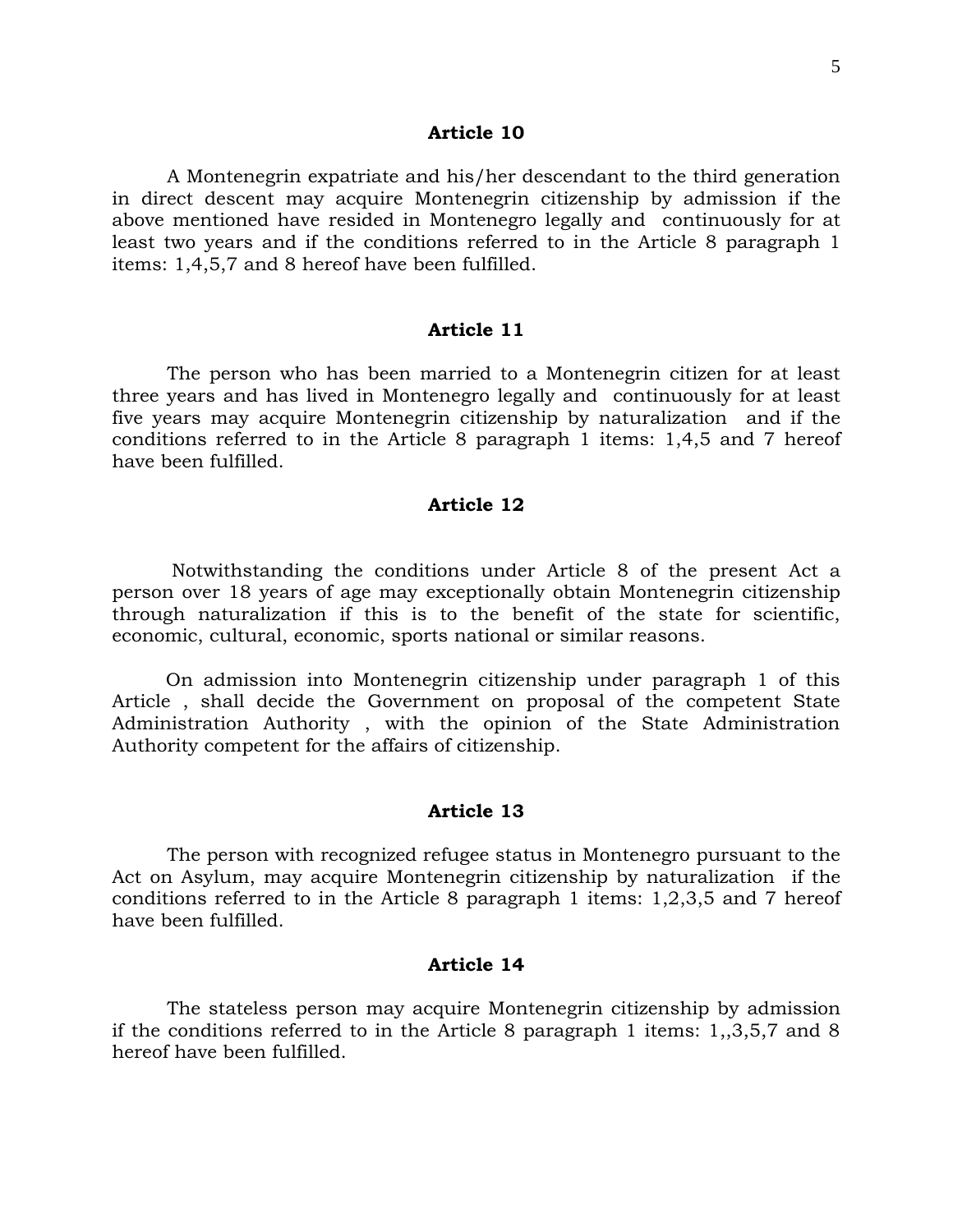### Article 10

A Montenegrin expatriate and his/her descendant to the third generation in direct descent may acquire Montenegrin citizenship by admission if the above mentioned have resided in Montenegro legally and continuously for at least two years and if the conditions referred to in the Article 8 paragraph 1 items: 1,4,5,7 and 8 hereof have been fulfilled.

### Article 11

The person who has been married to a Montenegrin citizen for at least three years and has lived in Montenegro legally and continuously for at least five years may acquire Montenegrin citizenship by naturalization and if the conditions referred to in the Article 8 paragraph 1 items: 1,4,5 and 7 hereof have been fulfilled.

### Article 12

Notwithstanding the conditions under Article 8 of the present Act a person over 18 years of age may exceptionally obtain Montenegrin citizenship through naturalization if this is to the benefit of the state for scientific, economic, cultural, economic, sports national or similar reasons.

On admission into Montenegrin citizenship under paragraph 1 of this Article , shall decide the Government on proposal of the competent State Administration Authority , with the opinion of the State Administration Authority competent for the affairs of citizenship.

### Article 13

The person with recognized refugee status in Montenegro pursuant to the Act on Asylum, may acquire Montenegrin citizenship by naturalization if the conditions referred to in the Article 8 paragraph 1 items: 1,2,3,5 and 7 hereof have been fulfilled.

### Article 14

The stateless person may acquire Montenegrin citizenship by admission if the conditions referred to in the Article 8 paragraph 1 items: 1,,3,5,7 and 8 hereof have been fulfilled.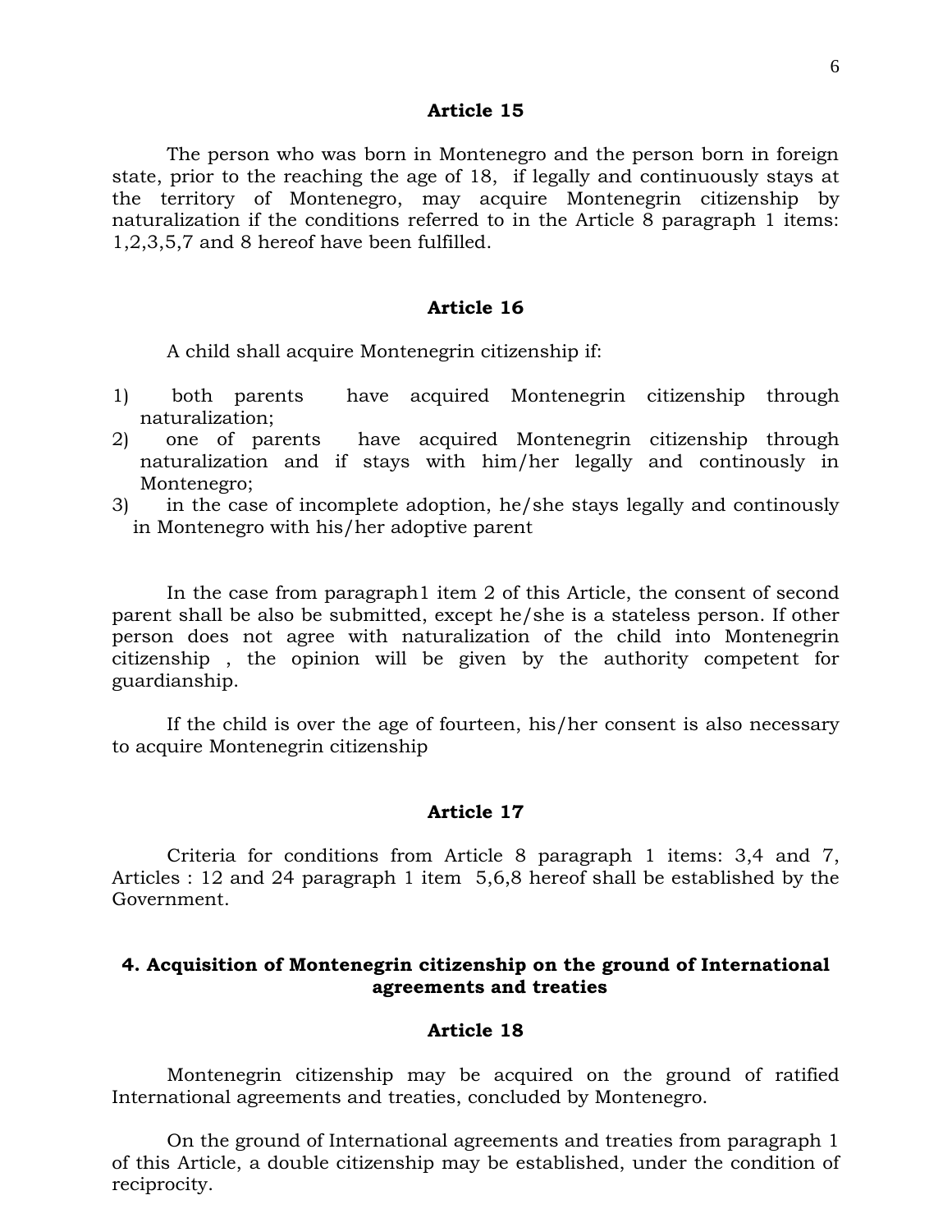### Article 15

The person who was born in Montenegro and the person born in foreign state, prior to the reaching the age of 18, if legally and continuously stays at the territory of Montenegro, may acquire Montenegrin citizenship by naturalization if the conditions referred to in the Article 8 paragraph 1 items: 1,2,3,5,7 and 8 hereof have been fulfilled.

### Article 16

A child shall acquire Montenegrin citizenship if:

1) both parents have acquired Montenegrin citizenship through naturalization;
2) one of parents have acquired Montenegrin citizenship through naturalization and if stays with him/her legally and continously in Montenegro;
3) in the case of incomplete adoption, he/she stays legally and continously in Montenegro with his/her adoptive parent

In the case from paragraph1 item 2 of this Article, the consent of second parent shall be also be submitted, except he/she is a stateless person. If other person does not agree with naturalization of the child into Montenegrin citizenship , the opinion will be given by the authority competent for guardianship.

If the child is over the age of fourteen, his/her consent is also necessary to acquire Montenegrin citizenship

### Article 17

Criteria for conditions from Article 8 paragraph 1 items: 3,4 and 7, Articles : 12 and 24 paragraph 1 item 5,6,8 hereof shall be established by the Government.

## 4. Acquisition of Montenegrin citizenship on the ground of International agreements and treaties

### Article 18

Montenegrin citizenship may be acquired on the ground of ratified International agreements and treaties, concluded by Montenegro.

On the ground of International agreements and treaties from paragraph 1 of this Article, a double citizenship may be established, under the condition of reciprocity.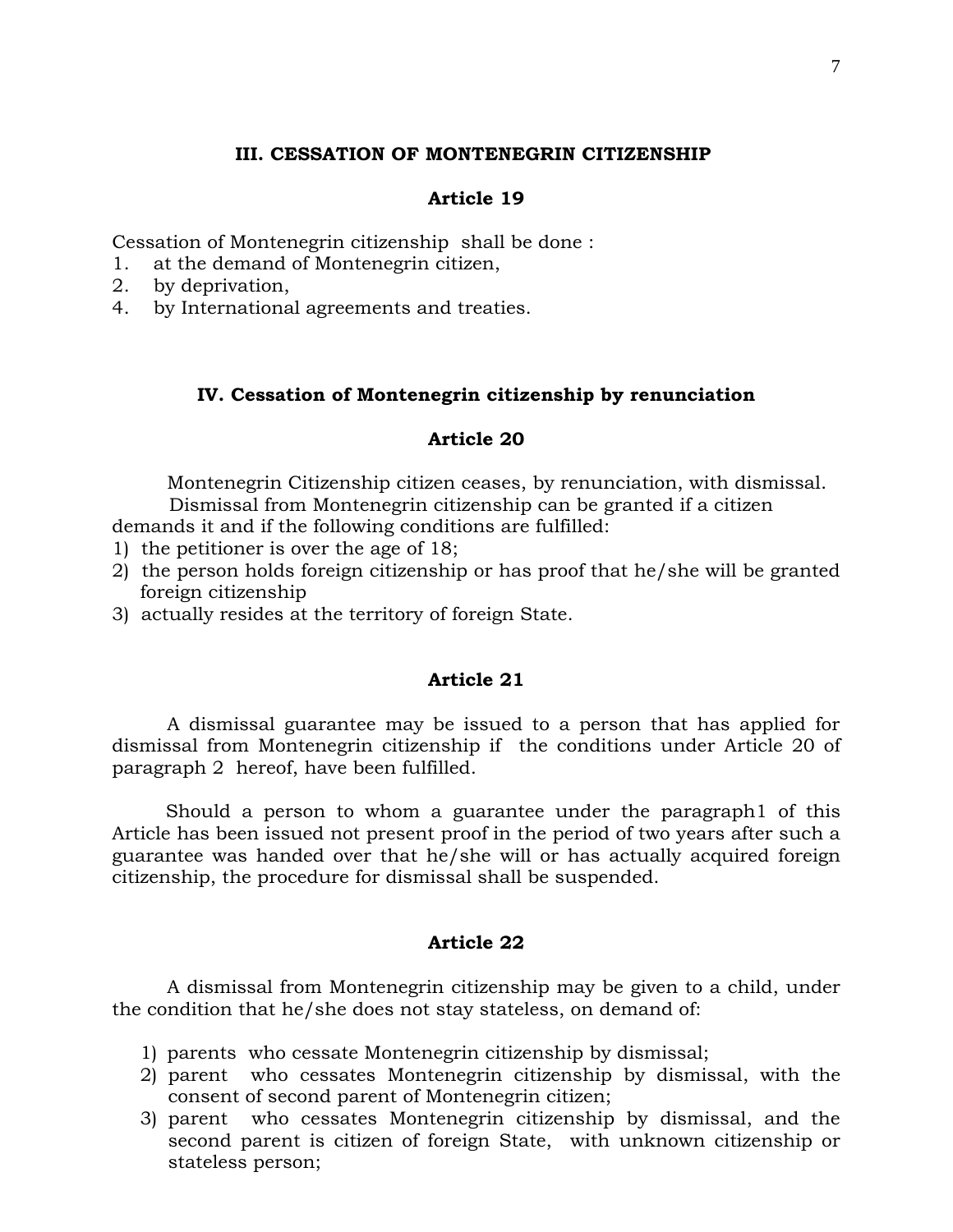## III. CESSATION OF MONTENEGRIN CITIZENSHIP

### Article 19

Cessation of Montenegrin citizenship shall be done :

1. at the demand of Montenegrin citizen,
2. by deprivation,
4. by International agreements and treaties.

## IV. Cessation of Montenegrin citizenship by renunciation

### Article 20

Montenegrin Citizenship citizen ceases, by renunciation, with dismissal.

Dismissal from Montenegrin citizenship can be granted if a citizen demands it and if the following conditions are fulfilled:

1) the petitioner is over the age of 18;
2) the person holds foreign citizenship or has proof that he/she will be granted foreign citizenship
3) actually resides at the territory of foreign State.

### Article 21

A dismissal guarantee may be issued to a person that has applied for dismissal from Montenegrin citizenship if the conditions under Article 20 of paragraph 2 hereof, have been fulfilled.

Should a person to whom a guarantee under the paragraph1 of this Article has been issued not present proof in the period of two years after such a guarantee was handed over that he/she will or has actually acquired foreign citizenship, the procedure for dismissal shall be suspended.

### Article 22

A dismissal from Montenegrin citizenship may be given to a child, under the condition that he/she does not stay stateless, on demand of:

1) parents who cessate Montenegrin citizenship by dismissal;
2) parent who cessates Montenegrin citizenship by dismissal, with the consent of second parent of Montenegrin citizen;
3) parent who cessates Montenegrin citizenship by dismissal, and the second parent is citizen of foreign State, with unknown citizenship or stateless person;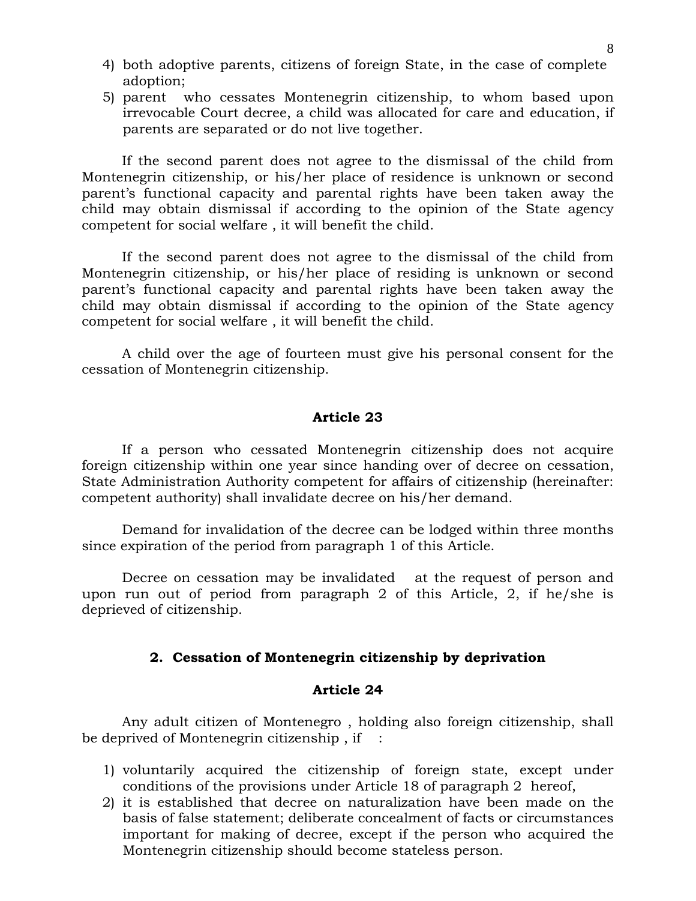4) both adoptive parents, citizens of foreign State, in the case of complete adoption;
5) parent who cessates Montenegrin citizenship, to whom based upon irrevocable Court decree, a child was allocated for care and education, if parents are separated or do not live together.

If the second parent does not agree to the dismissal of the child from Montenegrin citizenship, or his/her place of residence is unknown or second parent's functional capacity and parental rights have been taken away the child may obtain dismissal if according to the opinion of the State agency competent for social welfare , it will benefit the child.

If the second parent does not agree to the dismissal of the child from Montenegrin citizenship, or his/her place of residing is unknown or second parent's functional capacity and parental rights have been taken away the child may obtain dismissal if according to the opinion of the State agency competent for social welfare , it will benefit the child.

A child over the age of fourteen must give his personal consent for the cessation of Montenegrin citizenship.

### Article 23

If a person who cessated Montenegrin citizenship does not acquire foreign citizenship within one year since handing over of decree on cessation, State Administration Authority competent for affairs of citizenship (hereinafter: competent authority) shall invalidate decree on his/her demand.

Demand for invalidation of the decree can be lodged within three months since expiration of the period from paragraph 1 of this Article.

Decree on cessation may be invalidated at the request of person and upon run out of period from paragraph 2 of this Article, 2, if he/she is deprived of citizenship.

## 2. Cessation of Montenegrin citizenship by deprivation

### Article 24

Any adult citizen of Montenegro , holding also foreign citizenship, shall be deprived of Montenegrin citizenship , if :

1) voluntarily acquired the citizenship of foreign state, except under conditions of the provisions under Article 18 of paragraph 2 hereof,
2) it is established that decree on naturalization have been made on the basis of false statement; deliberate concealment of facts or circumstances important for making of decree, except if the person who acquired the Montenegrin citizenship should become stateless person.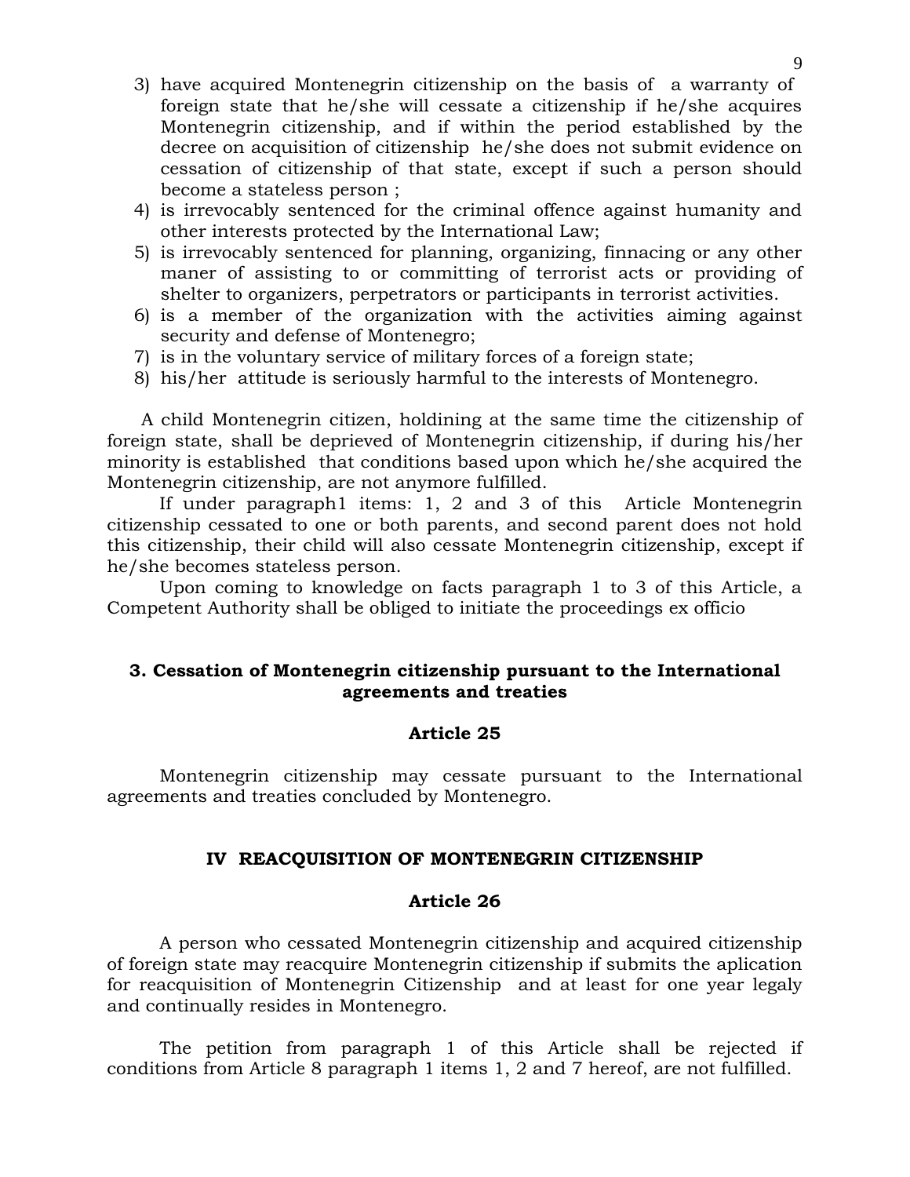3) have acquired Montenegrin citizenship on the basis of a warranty of foreign state that he/she will cessate a citizenship if he/she acquires Montenegrin citizenship, and if within the period established by the decree on acquisition of citizenship he/she does not submit evidence on cessation of citizenship of that state, except if such a person should become a stateless person ;
4) is irrevocably sentenced for the criminal offence against humanity and other interests protected by the International Law;
5) is irrevocably sentenced for planning, organizing, finnacing or any other maner of assisting to or committing of terrorist acts or providing of shelter to organizers, perpetrators or participants in terrorist activities.
6) is a member of the organization with the activities aiming against security and defense of Montenegro;
7) is in the voluntary service of military forces of a foreign state;
8) his/her attitude is seriously harmful to the interests of Montenegro.

A child Montenegrin citizen, holdining at the same time the citizenship of foreign state, shall be deprieved of Montenegrin citizenship, if during his/her minority is established that conditions based upon which he/she acquired the Montenegrin citizenship, are not anymore fulfilled.

If under paragraph1 items: 1, 2 and 3 of this Article Montenegrin citizenship cessated to one or both parents, and second parent does not hold this citizenship, their child will also cessate Montenegrin citizenship, except if he/she becomes stateless person.

Upon coming to knowledge on facts paragraph 1 to 3 of this Article, a Competent Authority shall be obliged to initiate the proceedings ex officio

### 3. Cessation of Montenegrin citizenship pursuant to the International agreements and treaties

#### Article 25

Montenegrin citizenship may cessate pursuant to the International agreements and treaties concluded by Montenegro.

## IV REACQUISITION OF MONTENEGRIN CITIZENSHIP

#### Article 26

A person who cessated Montenegrin citizenship and acquired citizenship of foreign state may reacquire Montenegrin citizenship if submits the aplication for reacquisition of Montenegrin Citizenship and at least for one year legaly and continually resides in Montenegro.

The petition from paragraph 1 of this Article shall be rejected if conditions from Article 8 paragraph 1 items 1, 2 and 7 hereof, are not fulfilled.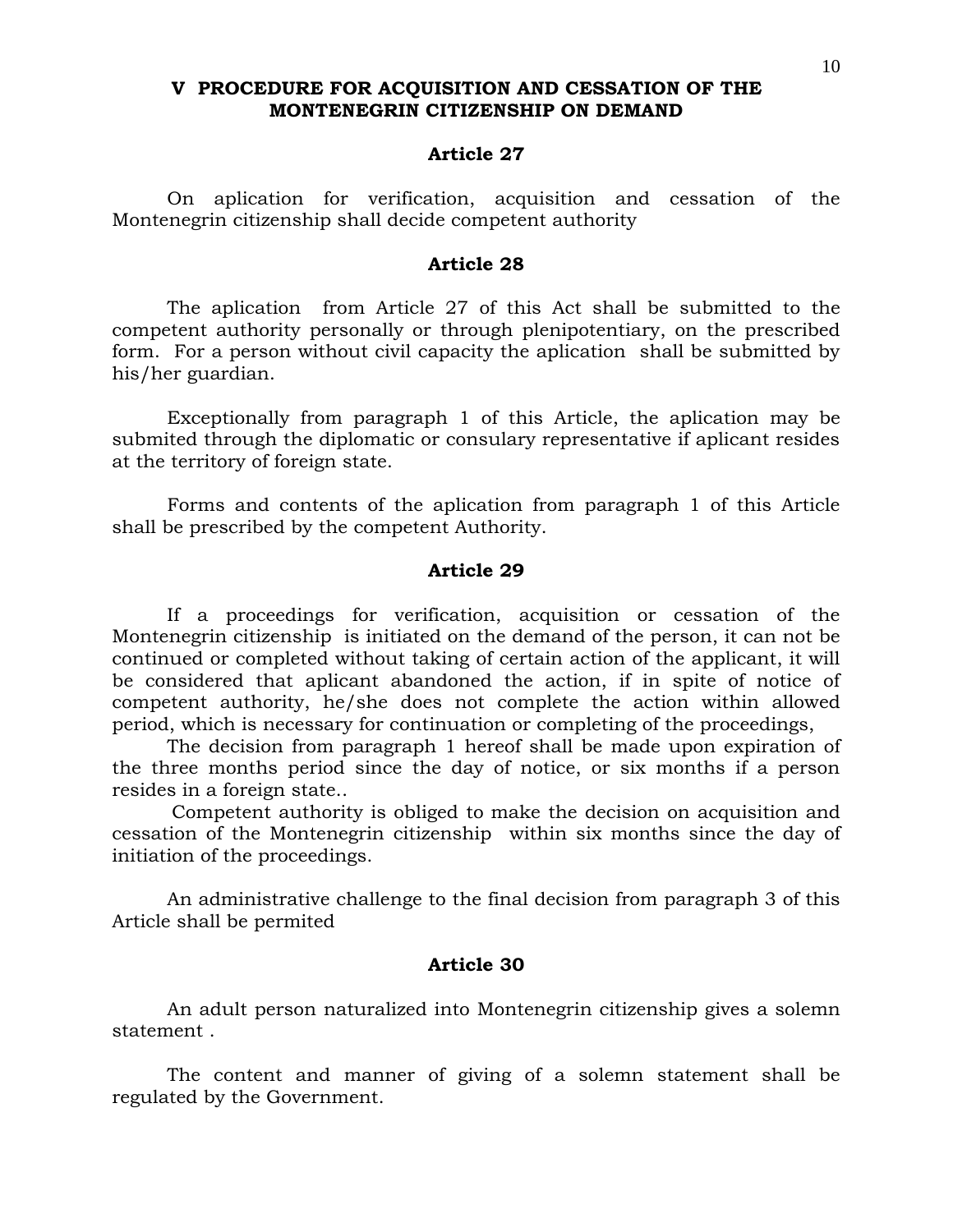## V PROCEDURE FOR ACQUISITION AND CESSATION OF THE MONTENEGRIN CITIZENSHIP ON DEMAND

### Article 27

On aplication for verification, acquisition and cessation of the Montenegrin citizenship shall decide competent authority

### Article 28

The aplication from Article 27 of this Act shall be submitted to the competent authority personally or through plenipotentiary, on the prescribed form. For a person without civil capacity the aplication shall be submitted by his/her guardian.

Exceptionally from paragraph 1 of this Article, the aplication may be submited through the diplomatic or consulary representative if aplicant resides at the territory of foreign state.

Forms and contents of the aplication from paragraph 1 of this Article shall be prescribed by the competent Authority.

### Article 29

If a proceedings for verification, acquisition or cessation of the Montenegrin citizenship is initiated on the demand of the person, it can not be continued or completed without taking of certain action of the applicant, it will be considered that aplicant abandoned the action, if in spite of notice of competent authority, he/she does not complete the action within allowed period, which is necessary for continuation or completing of the proceedings,

The decision from paragraph 1 hereof shall be made upon expiration of the three months period since the day of notice, or six months if a person resides in a foreign state..

Competent authority is obliged to make the decision on acquisition and cessation of the Montenegrin citizenship within six months since the day of initiation of the proceedings.

An administrative challenge to the final decision from paragraph 3 of this Article shall be permited

### Article 30

An adult person naturalized into Montenegrin citizenship gives a solemn statement .

The content and manner of giving of a solemn statement shall be regulated by the Government.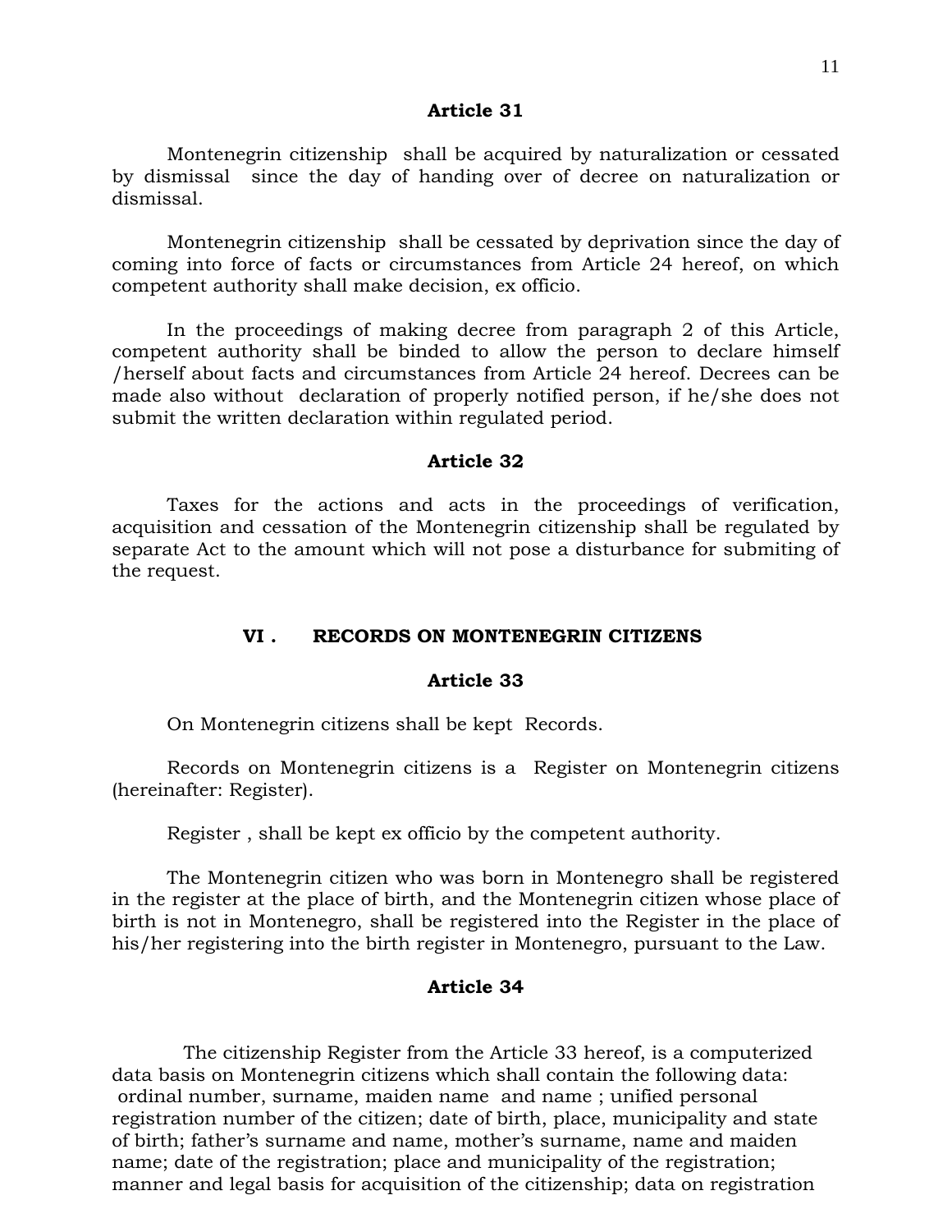### Article 31

Montenegrin citizenship shall be acquired by naturalization or cessated by dismissal since the day of handing over of decree on naturalization or dismissal.

Montenegrin citizenship shall be cessated by deprivation since the day of coming into force of facts or circumstances from Article 24 hereof, on which competent authority shall make decision, ex officio.

In the proceedings of making decree from paragraph 2 of this Article, competent authority shall be binded to allow the person to declare himself /herself about facts and circumstances from Article 24 hereof. Decrees can be made also without declaration of properly notified person, if he/she does not submit the written declaration within regulated period.

### Article 32

Taxes for the actions and acts in the proceedings of verification, acquisition and cessation of the Montenegrin citizenship shall be regulated by separate Act to the amount which will not pose a disturbance for submiting of the request.

## VI . RECORDS ON MONTENEGRIN CITIZENS

### Article 33

On Montenegrin citizens shall be kept Records.

Records on Montenegrin citizens is a Register on Montenegrin citizens (hereinafter: Register).

Register , shall be kept ex officio by the competent authority.

The Montenegrin citizen who was born in Montenegro shall be registered in the register at the place of birth, and the Montenegrin citizen whose place of birth is not in Montenegro, shall be registered into the Register in the place of his/her registering into the birth register in Montenegro, pursuant to the Law.

### Article 34

The citizenship Register from the Article 33 hereof, is a computerized data basis on Montenegrin citizens which shall contain the following data: ordinal number, surname, maiden name and name ; unified personal registration number of the citizen; date of birth, place, municipality and state of birth; father's surname and name, mother's surname, name and maiden name; date of the registration; place and municipality of the registration; manner and legal basis for acquisition of the citizenship; data on registration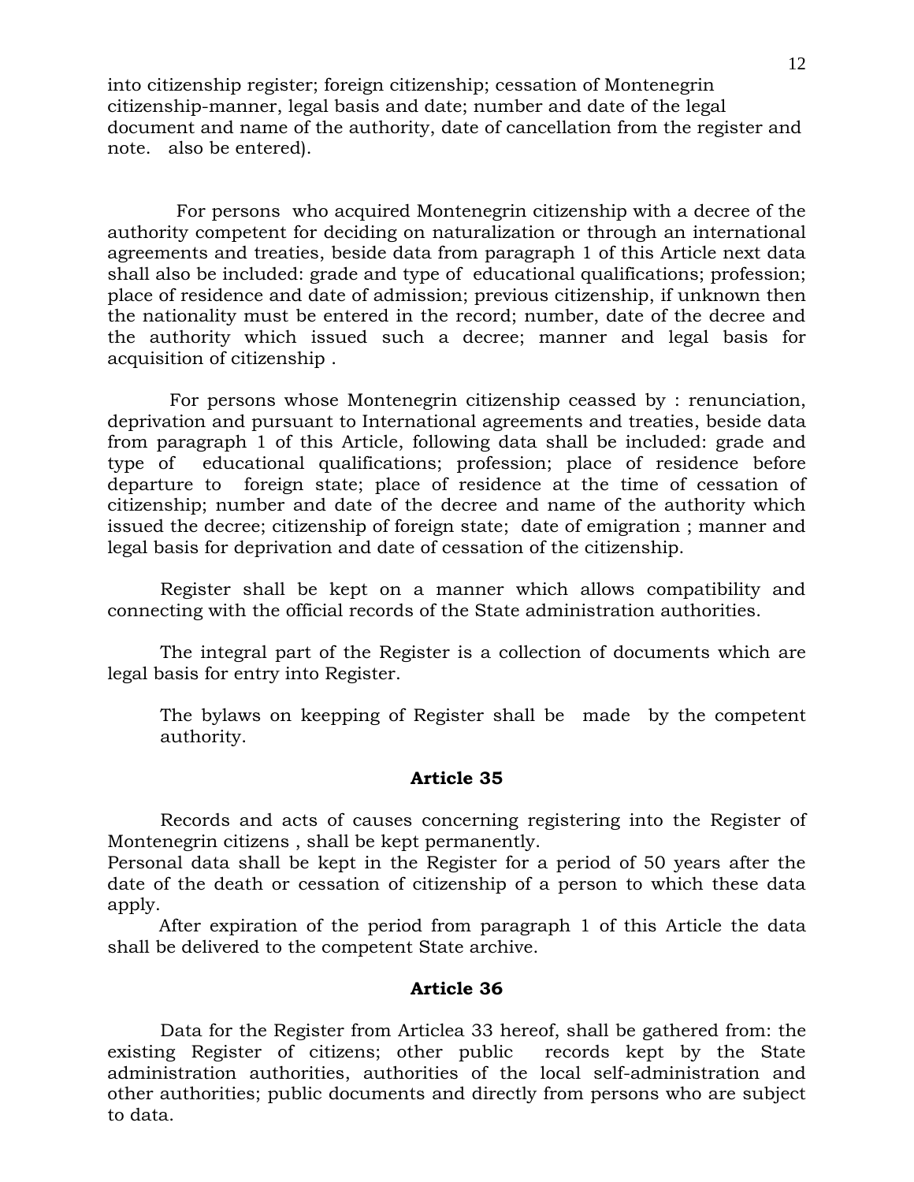into citizenship register; foreign citizenship; cessation of Montenegrin citizenship-manner, legal basis and date; number and date of the legal document and name of the authority, date of cancellation from the register and note. also be entered).

For persons who acquired Montenegrin citizenship with a decree of the authority competent for deciding on naturalization or through an international agreements and treaties, beside data from paragraph 1 of this Article next data shall also be included: grade and type of educational qualifications; profession; place of residence and date of admission; previous citizenship, if unknown then the nationality must be entered in the record; number, date of the decree and the authority which issued such a decree; manner and legal basis for acquisition of citizenship .

For persons whose Montenegrin citizenship ceassed by : renunciation, deprivation and pursuant to International agreements and treaties, beside data from paragraph 1 of this Article, following data shall be included: grade and type of educational qualifications; profession; place of residence before departure to foreign state; place of residence at the time of cessation of citizenship; number and date of the decree and name of the authority which issued the decree; citizenship of foreign state; date of emigration ; manner and legal basis for deprivation and date of cessation of the citizenship.

Register shall be kept on a manner which allows compatibility and connecting with the official records of the State administration authorities.

The integral part of the Register is a collection of documents which are legal basis for entry into Register.

The bylaws on keepping of Register shall be made by the competent authority.

**Article 35**

Records and acts of causes concerning registering into the Register of Montenegrin citizens , shall be kept permanently.
Personal data shall be kept in the Register for a period of 50 years after the date of the death or cessation of citizenship of a person to which these data apply.
After expiration of the period from paragraph 1 of this Article the data shall be delivered to the competent State archive.

**Article 36**

Data for the Register from Articlea 33 hereof, shall be gathered from: the existing Register of citizens; other public records kept by the State administration authorities, authorities of the local self-administration and other authorities; public documents and directly from persons who are subject to data.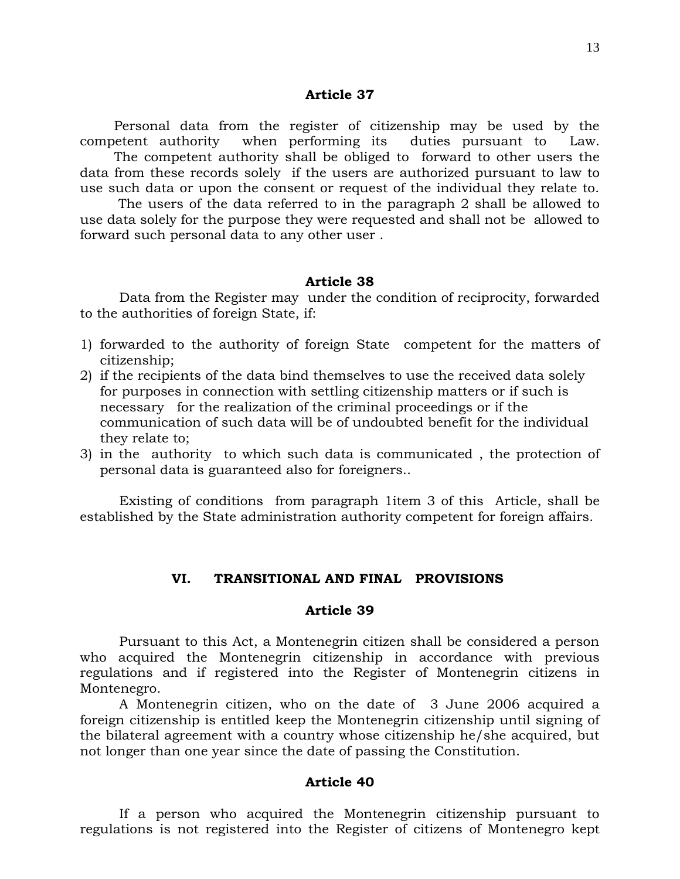### Article 37

Personal data from the register of citizenship may be used by the competent authority when performing its duties pursuant to Law.
The competent authority shall be obliged to forward to other users the data from these records solely if the users are authorized pursuant to law to use such data or upon the consent or request of the individual they relate to.
The users of the data referred to in the paragraph 2 shall be allowed to use data solely for the purpose they were requested and shall not be allowed to forward such personal data to any other user .

### Article 38

Data from the Register may under the condition of reciprocity, forwarded to the authorities of foreign State, if:

1) forwarded to the authority of foreign State competent for the matters of citizenship;
2) if the recipients of the data bind themselves to use the received data solely for purposes in connection with settling citizenship matters or if such is necessary for the realization of the criminal proceedings or if the communication of such data will be of undoubted benefit for the individual they relate to;
3) in the authority to which such data is communicated , the protection of personal data is guaranteed also for foreigners..

Existing of conditions from paragraph 1item 3 of this Article, shall be established by the State administration authority competent for foreign affairs.

## VI. TRANSITIONAL AND FINAL PROVISIONS

### Article 39

Pursuant to this Act, a Montenegrin citizen shall be considered a person who acquired the Montenegrin citizenship in accordance with previous regulations and if registered into the Register of Montenegrin citizens in Montenegro.
A Montenegrin citizen, who on the date of 3 June 2006 acquired a foreign citizenship is entitled keep the Montenegrin citizenship until signing of the bilateral agreement with a country whose citizenship he/she acquired, but not longer than one year since the date of passing the Constitution.

### Article 40

If a person who acquired the Montenegrin citizenship pursuant to regulations is not registered into the Register of citizens of Montenegro kept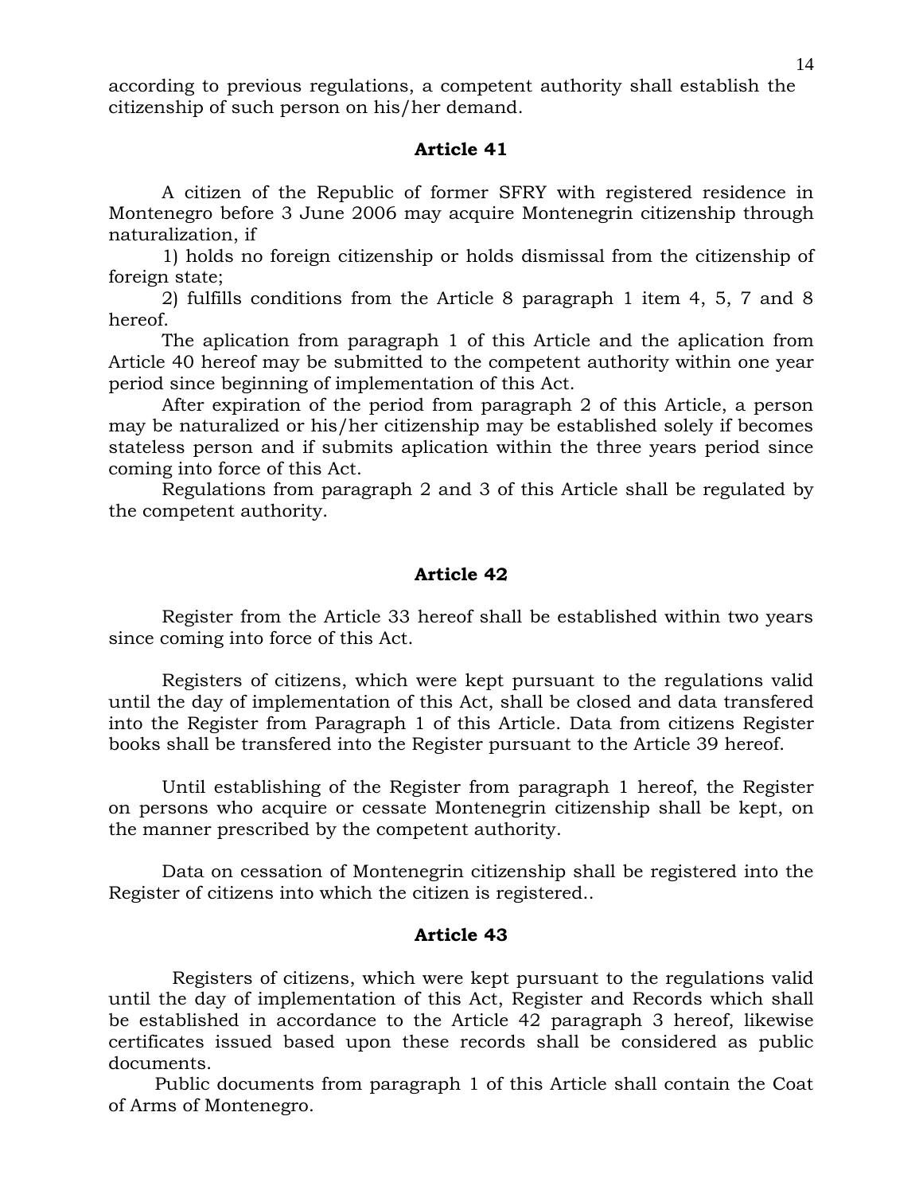according to previous regulations, a competent authority shall establish the citizenship of such person on his/her demand.

**Article 41**

A citizen of the Republic of former SFRY with registered residence in Montenegro before 3 June 2006 may acquire Montenegrin citizenship through naturalization, if

1) holds no foreign citizenship or holds dismissal from the citizenship of foreign state;

2) fulfills conditions from the Article 8 paragraph 1 item 4, 5, 7 and 8 hereof.

The aplication from paragraph 1 of this Article and the aplication from Article 40 hereof may be submitted to the competent authority within one year period since beginning of implementation of this Act.

After expiration of the period from paragraph 2 of this Article, a person may be naturalized or his/her citizenship may be established solely if becomes stateless person and if submits aplication within the three years period since coming into force of this Act.

Regulations from paragraph 2 and 3 of this Article shall be regulated by the competent authority.

**Article 42**

Register from the Article 33 hereof shall be established within two years since coming into force of this Act.

Registers of citizens, which were kept pursuant to the regulations valid until the day of implementation of this Act, shall be closed and data transfered into the Register from Paragraph 1 of this Article. Data from citizens Register books shall be transfered into the Register pursuant to the Article 39 hereof.

Until establishing of the Register from paragraph 1 hereof, the Register on persons who acquire or cessate Montenegrin citizenship shall be kept, on the manner prescribed by the competent authority.

Data on cessation of Montenegrin citizenship shall be registered into the Register of citizens into which the citizen is registered..

**Article 43**

Registers of citizens, which were kept pursuant to the regulations valid until the day of implementation of this Act, Register and Records which shall be established in accordance to the Article 42 paragraph 3 hereof, likewise certificates issued based upon these records shall be considered as public documents.

Public documents from paragraph 1 of this Article shall contain the Coat of Arms of Montenegro.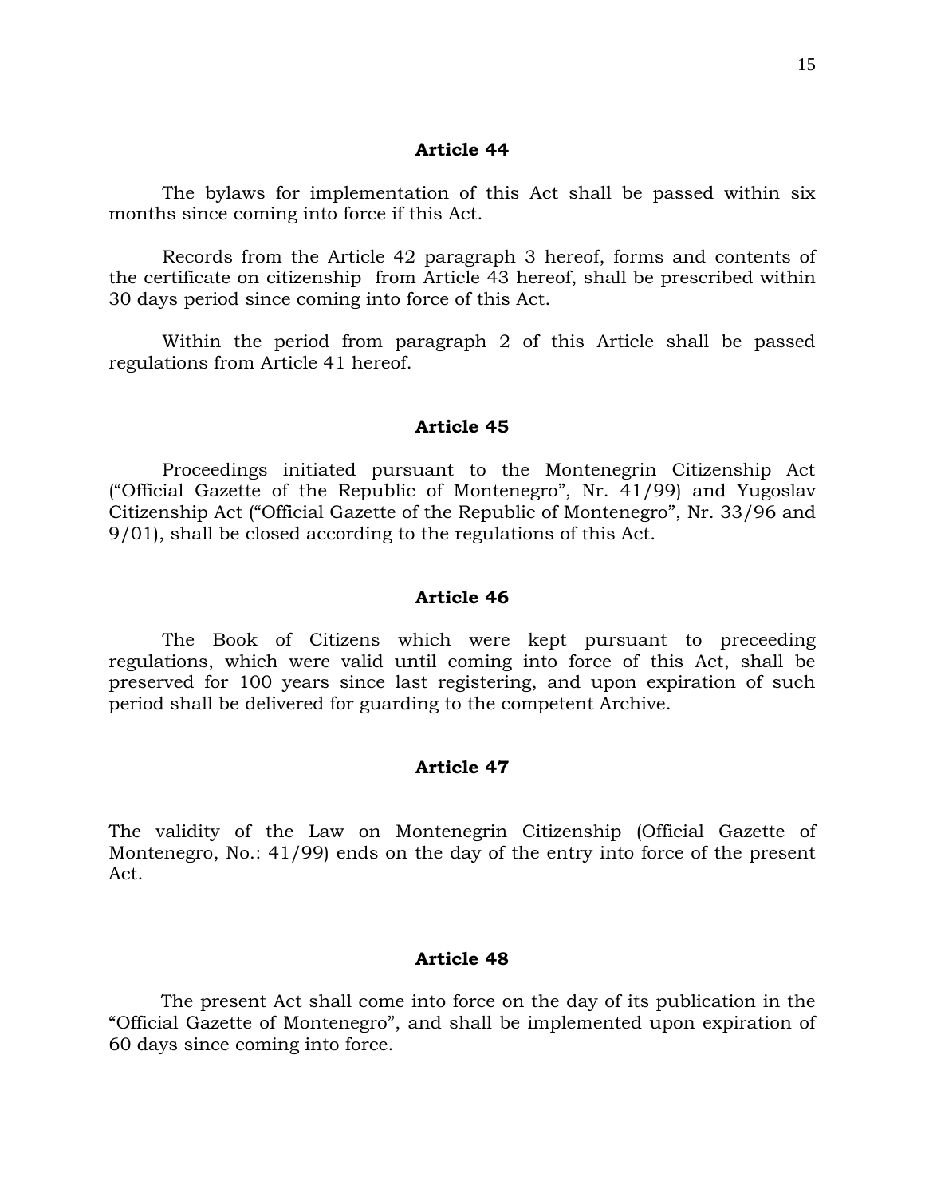### Article 44

The bylaws for implementation of this Act shall be passed within six months since coming into force if this Act.

Records from the Article 42 paragraph 3 hereof, forms and contents of the certificate on citizenship from Article 43 hereof, shall be prescribed within 30 days period since coming into force of this Act.

Within the period from paragraph 2 of this Article shall be passed regulations from Article 41 hereof.

### Article 45

Proceedings initiated pursuant to the Montenegrin Citizenship Act ("Official Gazette of the Republic of Montenegro", Nr. 41/99) and Yugoslav Citizenship Act ("Official Gazette of the Republic of Montenegro", Nr. 33/96 and 9/01), shall be closed according to the regulations of this Act.

### Article 46

The Book of Citizens which were kept pursuant to preceeding regulations, which were valid until coming into force of this Act, shall be preserved for 100 years since last registering, and upon expiration of such period shall be delivered for guarding to the competent Archive.

### Article 47

The validity of the Law on Montenegrin Citizenship (Official Gazette of Montenegro, No.: 41/99) ends on the day of the entry into force of the present Act.

### Article 48

The present Act shall come into force on the day of its publication in the "Official Gazette of Montenegro", and shall be implemented upon expiration of 60 days since coming into force.